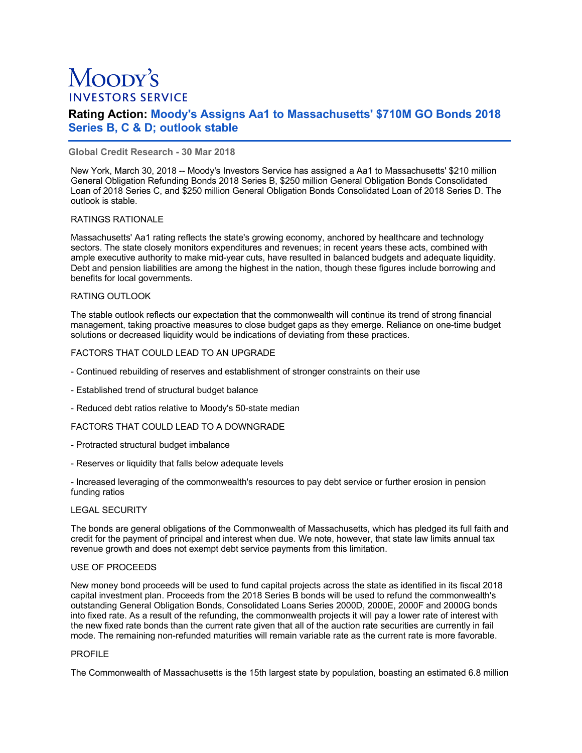# Moody's
## INVESTORS SERVICE

**Rating Action: Moody's Assigns Aa1 to Massachusetts' $710M GO Bonds 2018 Series B, C & D; outlook stable**

**Global Credit Research - 30 Mar 2018**

New York, March 30, 2018 -- Moody's Investors Service has assigned a Aa1 to Massachusetts' $210 million General Obligation Refunding Bonds 2018 Series B, $250 million General Obligation Bonds Consolidated Loan of 2018 Series C, and $250 million General Obligation Bonds Consolidated Loan of 2018 Series D. The outlook is stable.

RATINGS RATIONALE

Massachusetts' Aa1 rating reflects the state's growing economy, anchored by healthcare and technology sectors. The state closely monitors expenditures and revenues; in recent years these acts, combined with ample executive authority to make mid-year cuts, have resulted in balanced budgets and adequate liquidity. Debt and pension liabilities are among the highest in the nation, though these figures include borrowing and benefits for local governments.

RATING OUTLOOK

The stable outlook reflects our expectation that the commonwealth will continue its trend of strong financial management, taking proactive measures to close budget gaps as they emerge. Reliance on one-time budget solutions or decreased liquidity would be indications of deviating from these practices.

FACTORS THAT COULD LEAD TO AN UPGRADE

- Continued rebuilding of reserves and establishment of stronger constraints on their use

- Established trend of structural budget balance

- Reduced debt ratios relative to Moody's 50-state median

FACTORS THAT COULD LEAD TO A DOWNGRADE

- Protracted structural budget imbalance

- Reserves or liquidity that falls below adequate levels

- Increased leveraging of the commonwealth's resources to pay debt service or further erosion in pension funding ratios

LEGAL SECURITY

The bonds are general obligations of the Commonwealth of Massachusetts, which has pledged its full faith and credit for the payment of principal and interest when due. We note, however, that state law limits annual tax revenue growth and does not exempt debt service payments from this limitation.

USE OF PROCEEDS

New money bond proceeds will be used to fund capital projects across the state as identified in its fiscal 2018 capital investment plan. Proceeds from the 2018 Series B bonds will be used to refund the commonwealth's outstanding General Obligation Bonds, Consolidated Loans Series 2000D, 2000E, 2000F and 2000G bonds into fixed rate. As a result of the refunding, the commonwealth projects it will pay a lower rate of interest with the new fixed rate bonds than the current rate given that all of the auction rate securities are currently in fail mode. The remaining non-refunded maturities will remain variable rate as the current rate is more favorable.

PROFILE

The Commonwealth of Massachusetts is the 15th largest state by population, boasting an estimated 6.8 million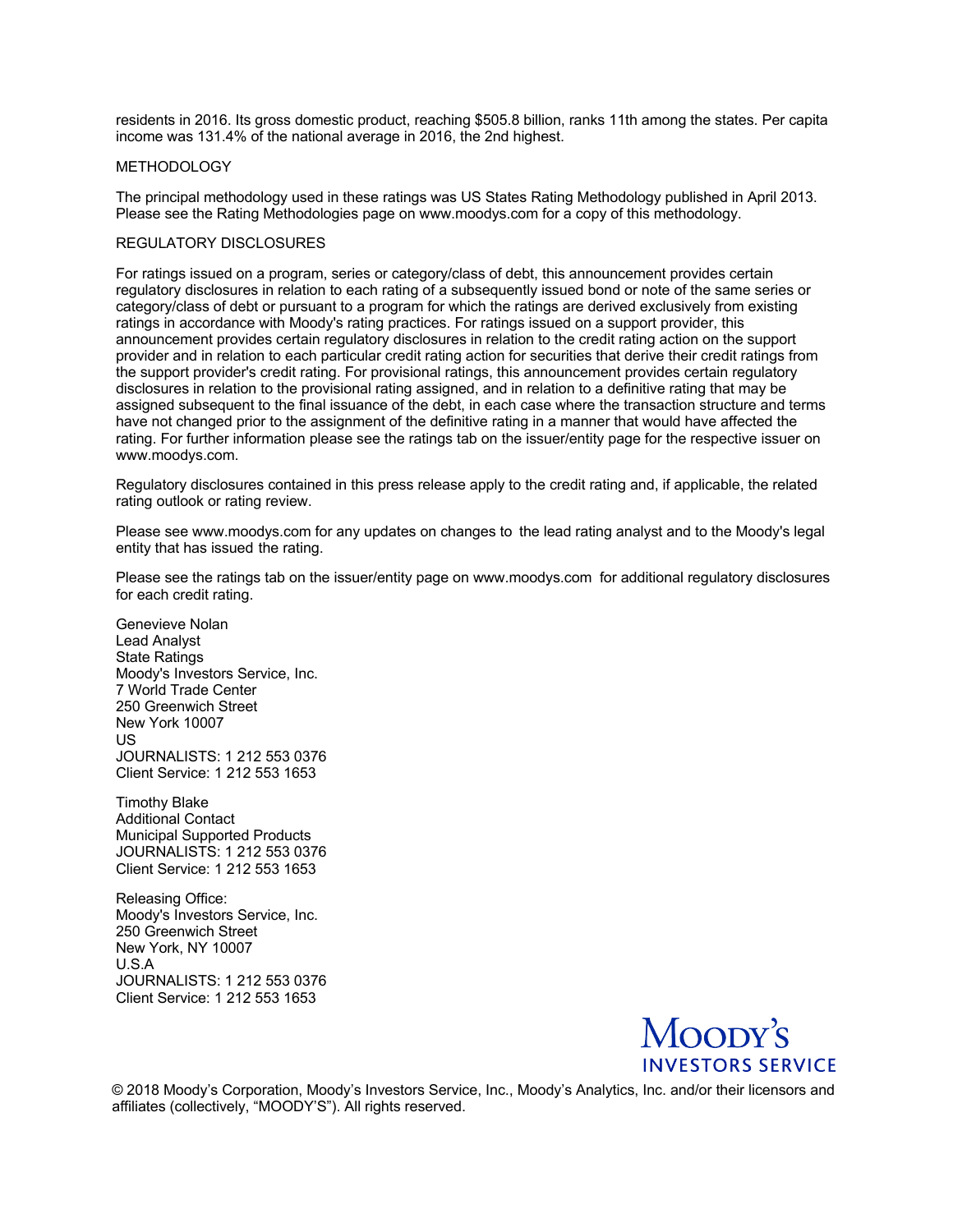residents in 2016. Its gross domestic product, reaching $505.8 billion, ranks 11th among the states. Per capita income was 131.4% of the national average in 2016, the 2nd highest.

METHODOLOGY

The principal methodology used in these ratings was US States Rating Methodology published in April 2013. Please see the Rating Methodologies page on www.moodys.com for a copy of this methodology.

REGULATORY DISCLOSURES

For ratings issued on a program, series or category/class of debt, this announcement provides certain regulatory disclosures in relation to each rating of a subsequently issued bond or note of the same series or category/class of debt or pursuant to a program for which the ratings are derived exclusively from existing ratings in accordance with Moody's rating practices. For ratings issued on a support provider, this announcement provides certain regulatory disclosures in relation to the credit rating action on the support provider and in relation to each particular credit rating action for securities that derive their credit ratings from the support provider's credit rating. For provisional ratings, this announcement provides certain regulatory disclosures in relation to the provisional rating assigned, and in relation to a definitive rating that may be assigned subsequent to the final issuance of the debt, in each case where the transaction structure and terms have not changed prior to the assignment of the definitive rating in a manner that would have affected the rating. For further information please see the ratings tab on the issuer/entity page for the respective issuer on www.moodys.com.

Regulatory disclosures contained in this press release apply to the credit rating and, if applicable, the related rating outlook or rating review.

Please see www.moodys.com for any updates on changes to the lead rating analyst and to the Moody's legal entity that has issued the rating.

Please see the ratings tab on the issuer/entity page on www.moodys.com for additional regulatory disclosures for each credit rating.

Genevieve Nolan
Lead Analyst
State Ratings
Moody's Investors Service, Inc.
7 World Trade Center
250 Greenwich Street
New York 10007
US
JOURNALISTS: 1 212 553 0376
Client Service: 1 212 553 1653

Timothy Blake
Additional Contact
Municipal Supported Products
JOURNALISTS: 1 212 553 0376
Client Service: 1 212 553 1653

Releasing Office:
Moody's Investors Service, Inc.
250 Greenwich Street
New York, NY 10007
U.S.A
JOURNALISTS: 1 212 553 0376
Client Service: 1 212 553 1653

MOODY'S INVESTORS SERVICE

© 2018 Moody's Corporation, Moody's Investors Service, Inc., Moody's Analytics, Inc. and/or their licensors and affiliates (collectively, "MOODY'S"). All rights reserved.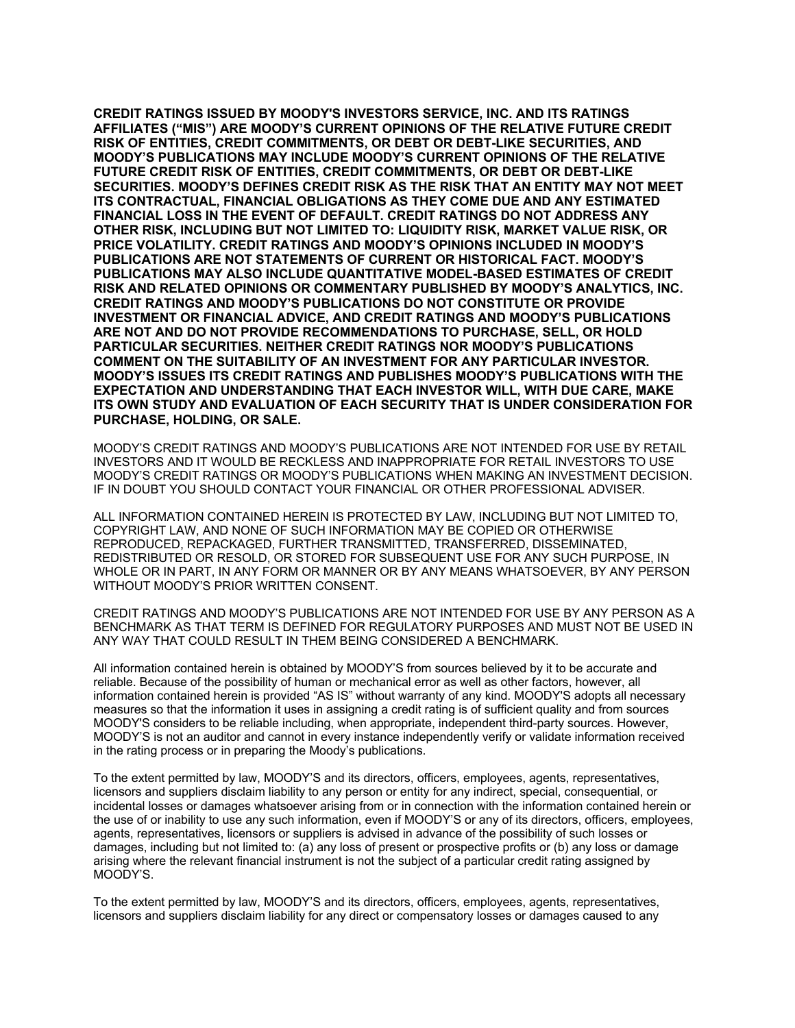**CREDIT RATINGS ISSUED BY MOODY'S INVESTORS SERVICE, INC. AND ITS RATINGS AFFILIATES ("MIS") ARE MOODY'S CURRENT OPINIONS OF THE RELATIVE FUTURE CREDIT RISK OF ENTITIES, CREDIT COMMITMENTS, OR DEBT OR DEBT-LIKE SECURITIES, AND MOODY'S PUBLICATIONS MAY INCLUDE MOODY'S CURRENT OPINIONS OF THE RELATIVE FUTURE CREDIT RISK OF ENTITIES, CREDIT COMMITMENTS, OR DEBT OR DEBT-LIKE SECURITIES. MOODY'S DEFINES CREDIT RISK AS THE RISK THAT AN ENTITY MAY NOT MEET ITS CONTRACTUAL, FINANCIAL OBLIGATIONS AS THEY COME DUE AND ANY ESTIMATED FINANCIAL LOSS IN THE EVENT OF DEFAULT. CREDIT RATINGS DO NOT ADDRESS ANY OTHER RISK, INCLUDING BUT NOT LIMITED TO: LIQUIDITY RISK, MARKET VALUE RISK, OR PRICE VOLATILITY. CREDIT RATINGS AND MOODY'S OPINIONS INCLUDED IN MOODY'S PUBLICATIONS ARE NOT STATEMENTS OF CURRENT OR HISTORICAL FACT. MOODY'S PUBLICATIONS MAY ALSO INCLUDE QUANTITATIVE MODEL-BASED ESTIMATES OF CREDIT RISK AND RELATED OPINIONS OR COMMENTARY PUBLISHED BY MOODY'S ANALYTICS, INC. CREDIT RATINGS AND MOODY'S PUBLICATIONS DO NOT CONSTITUTE OR PROVIDE INVESTMENT OR FINANCIAL ADVICE, AND CREDIT RATINGS AND MOODY'S PUBLICATIONS ARE NOT AND DO NOT PROVIDE RECOMMENDATIONS TO PURCHASE, SELL, OR HOLD PARTICULAR SECURITIES. NEITHER CREDIT RATINGS NOR MOODY'S PUBLICATIONS COMMENT ON THE SUITABILITY OF AN INVESTMENT FOR ANY PARTICULAR INVESTOR. MOODY'S ISSUES ITS CREDIT RATINGS AND PUBLISHES MOODY'S PUBLICATIONS WITH THE EXPECTATION AND UNDERSTANDING THAT EACH INVESTOR WILL, WITH DUE CARE, MAKE ITS OWN STUDY AND EVALUATION OF EACH SECURITY THAT IS UNDER CONSIDERATION FOR PURCHASE, HOLDING, OR SALE.**

MOODY'S CREDIT RATINGS AND MOODY'S PUBLICATIONS ARE NOT INTENDED FOR USE BY RETAIL INVESTORS AND IT WOULD BE RECKLESS AND INAPPROPRIATE FOR RETAIL INVESTORS TO USE MOODY'S CREDIT RATINGS OR MOODY'S PUBLICATIONS WHEN MAKING AN INVESTMENT DECISION. IF IN DOUBT YOU SHOULD CONTACT YOUR FINANCIAL OR OTHER PROFESSIONAL ADVISER.

ALL INFORMATION CONTAINED HEREIN IS PROTECTED BY LAW, INCLUDING BUT NOT LIMITED TO, COPYRIGHT LAW, AND NONE OF SUCH INFORMATION MAY BE COPIED OR OTHERWISE REPRODUCED, REPACKAGED, FURTHER TRANSMITTED, TRANSFERRED, DISSEMINATED, REDISTRIBUTED OR RESOLD, OR STORED FOR SUBSEQUENT USE FOR ANY SUCH PURPOSE, IN WHOLE OR IN PART, IN ANY FORM OR MANNER OR BY ANY MEANS WHATSOEVER, BY ANY PERSON WITHOUT MOODY'S PRIOR WRITTEN CONSENT.

CREDIT RATINGS AND MOODY'S PUBLICATIONS ARE NOT INTENDED FOR USE BY ANY PERSON AS A BENCHMARK AS THAT TERM IS DEFINED FOR REGULATORY PURPOSES AND MUST NOT BE USED IN ANY WAY THAT COULD RESULT IN THEM BEING CONSIDERED A BENCHMARK.

All information contained herein is obtained by MOODY'S from sources believed by it to be accurate and reliable. Because of the possibility of human or mechanical error as well as other factors, however, all information contained herein is provided "AS IS" without warranty of any kind. MOODY'S adopts all necessary measures so that the information it uses in assigning a credit rating is of sufficient quality and from sources MOODY'S considers to be reliable including, when appropriate, independent third-party sources. However, MOODY'S is not an auditor and cannot in every instance independently verify or validate information received in the rating process or in preparing the Moody's publications.

To the extent permitted by law, MOODY'S and its directors, officers, employees, agents, representatives, licensors and suppliers disclaim liability to any person or entity for any indirect, special, consequential, or incidental losses or damages whatsoever arising from or in connection with the information contained herein or the use of or inability to use any such information, even if MOODY'S or any of its directors, officers, employees, agents, representatives, licensors or suppliers is advised in advance of the possibility of such losses or damages, including but not limited to: (a) any loss of present or prospective profits or (b) any loss or damage arising where the relevant financial instrument is not the subject of a particular credit rating assigned by MOODY'S.

To the extent permitted by law, MOODY'S and its directors, officers, employees, agents, representatives, licensors and suppliers disclaim liability for any direct or compensatory losses or damages caused to any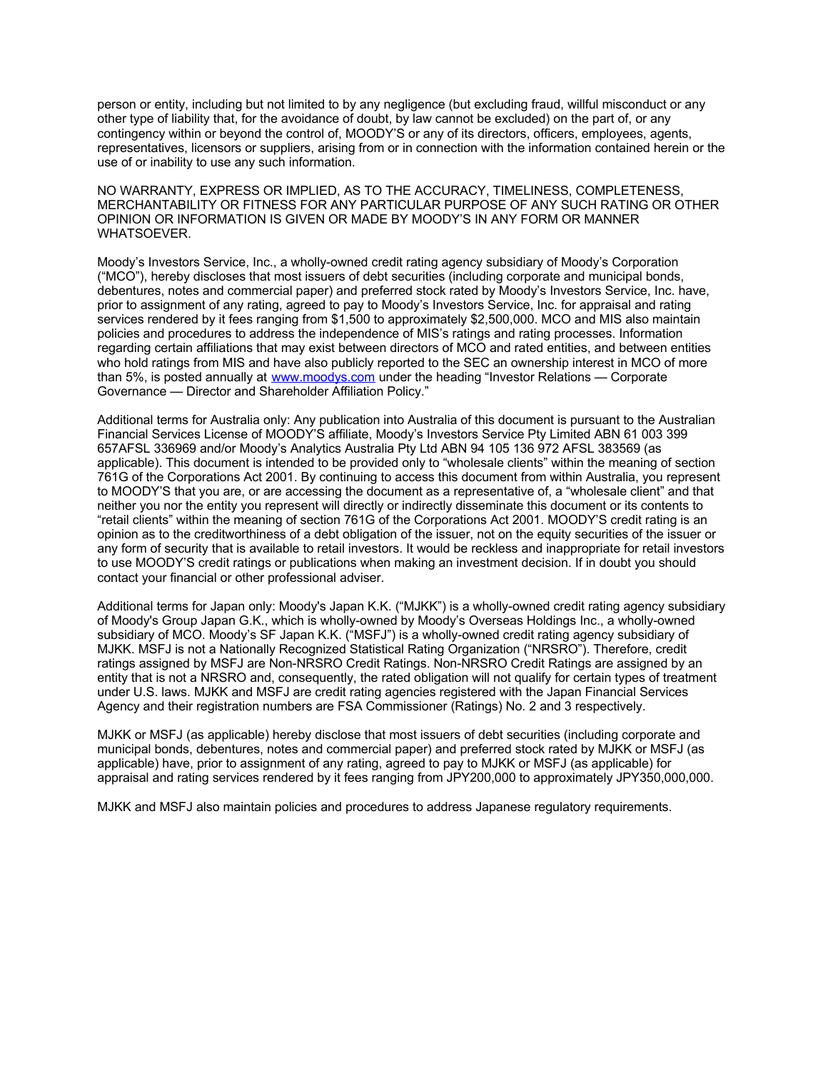person or entity, including but not limited to by any negligence (but excluding fraud, willful misconduct or any other type of liability that, for the avoidance of doubt, by law cannot be excluded) on the part of, or any contingency within or beyond the control of, MOODY'S or any of its directors, officers, employees, agents, representatives, licensors or suppliers, arising from or in connection with the information contained herein or the use of or inability to use any such information.

NO WARRANTY, EXPRESS OR IMPLIED, AS TO THE ACCURACY, TIMELINESS, COMPLETENESS, MERCHANTABILITY OR FITNESS FOR ANY PARTICULAR PURPOSE OF ANY SUCH RATING OR OTHER OPINION OR INFORMATION IS GIVEN OR MADE BY MOODY'S IN ANY FORM OR MANNER WHATSOEVER.

Moody's Investors Service, Inc., a wholly-owned credit rating agency subsidiary of Moody's Corporation ("MCO"), hereby discloses that most issuers of debt securities (including corporate and municipal bonds, debentures, notes and commercial paper) and preferred stock rated by Moody's Investors Service, Inc. have, prior to assignment of any rating, agreed to pay to Moody's Investors Service, Inc. for appraisal and rating services rendered by it fees ranging from $1,500 to approximately $2,500,000. MCO and MIS also maintain policies and procedures to address the independence of MIS's ratings and rating processes. Information regarding certain affiliations that may exist between directors of MCO and rated entities, and between entities who hold ratings from MIS and have also publicly reported to the SEC an ownership interest in MCO of more than 5%, is posted annually at www.moodys.com under the heading "Investor Relations — Corporate Governance — Director and Shareholder Affiliation Policy."

Additional terms for Australia only: Any publication into Australia of this document is pursuant to the Australian Financial Services License of MOODY'S affiliate, Moody's Investors Service Pty Limited ABN 61 003 399 657AFSL 336969 and/or Moody's Analytics Australia Pty Ltd ABN 94 105 136 972 AFSL 383569 (as applicable). This document is intended to be provided only to "wholesale clients" within the meaning of section 761G of the Corporations Act 2001. By continuing to access this document from within Australia, you represent to MOODY'S that you are, or are accessing the document as a representative of, a "wholesale client" and that neither you nor the entity you represent will directly or indirectly disseminate this document or its contents to "retail clients" within the meaning of section 761G of the Corporations Act 2001. MOODY'S credit rating is an opinion as to the creditworthiness of a debt obligation of the issuer, not on the equity securities of the issuer or any form of security that is available to retail investors. It would be reckless and inappropriate for retail investors to use MOODY'S credit ratings or publications when making an investment decision. If in doubt you should contact your financial or other professional adviser.

Additional terms for Japan only: Moody's Japan K.K. ("MJKK") is a wholly-owned credit rating agency subsidiary of Moody's Group Japan G.K., which is wholly-owned by Moody's Overseas Holdings Inc., a wholly-owned subsidiary of MCO. Moody's SF Japan K.K. ("MSFJ") is a wholly-owned credit rating agency subsidiary of MJKK. MSFJ is not a Nationally Recognized Statistical Rating Organization ("NRSRO"). Therefore, credit ratings assigned by MSFJ are Non-NRSRO Credit Ratings. Non-NRSRO Credit Ratings are assigned by an entity that is not a NRSRO and, consequently, the rated obligation will not qualify for certain types of treatment under U.S. laws. MJKK and MSFJ are credit rating agencies registered with the Japan Financial Services Agency and their registration numbers are FSA Commissioner (Ratings) No. 2 and 3 respectively.

MJKK or MSFJ (as applicable) hereby disclose that most issuers of debt securities (including corporate and municipal bonds, debentures, notes and commercial paper) and preferred stock rated by MJKK or MSFJ (as applicable) have, prior to assignment of any rating, agreed to pay to MJKK or MSFJ (as applicable) for appraisal and rating services rendered by it fees ranging from JPY200,000 to approximately JPY350,000,000.

MJKK and MSFJ also maintain policies and procedures to address Japanese regulatory requirements.